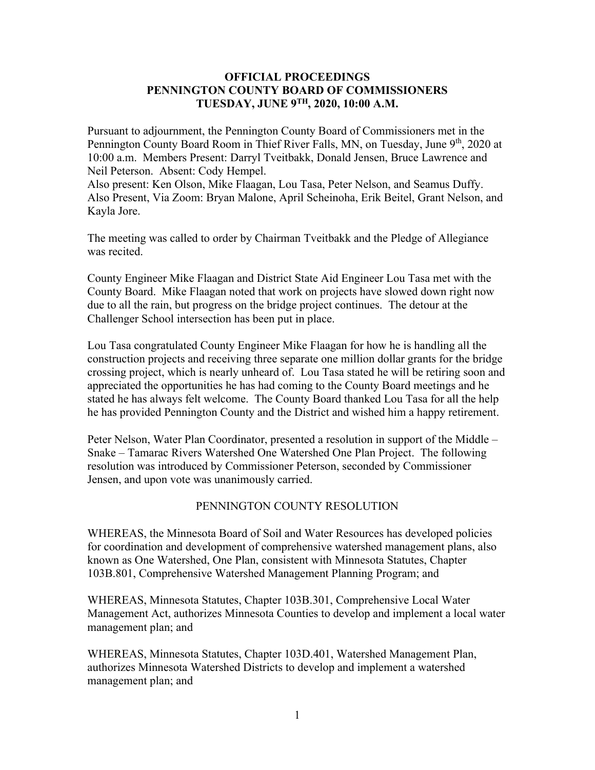# OFFICIAL PROCEEDINGS
# PENNINGTON COUNTY BOARD OF COMMISSIONERS
# TUESDAY, JUNE 9TH, 2020, 10:00 A.M.

Pursuant to adjournment, the Pennington County Board of Commissioners met in the Pennington County Board Room in Thief River Falls, MN, on Tuesday, June 9th, 2020 at 10:00 a.m. Members Present: Darryl Tveitbakk, Donald Jensen, Bruce Lawrence and Neil Peterson. Absent: Cody Hempel.
Also present: Ken Olson, Mike Flaagan, Lou Tasa, Peter Nelson, and Seamus Duffy.
Also Present, Via Zoom: Bryan Malone, April Scheinoha, Erik Beitel, Grant Nelson, and Kayla Jore.

The meeting was called to order by Chairman Tveitbakk and the Pledge of Allegiance was recited.

County Engineer Mike Flaagan and District State Aid Engineer Lou Tasa met with the County Board. Mike Flaagan noted that work on projects have slowed down right now due to all the rain, but progress on the bridge project continues. The detour at the Challenger School intersection has been put in place.

Lou Tasa congratulated County Engineer Mike Flaagan for how he is handling all the construction projects and receiving three separate one million dollar grants for the bridge crossing project, which is nearly unheard of. Lou Tasa stated he will be retiring soon and appreciated the opportunities he has had coming to the County Board meetings and he stated he has always felt welcome. The County Board thanked Lou Tasa for all the help he has provided Pennington County and the District and wished him a happy retirement.

Peter Nelson, Water Plan Coordinator, presented a resolution in support of the Middle – Snake – Tamarac Rivers Watershed One Watershed One Plan Project. The following resolution was introduced by Commissioner Peterson, seconded by Commissioner Jensen, and upon vote was unanimously carried.

PENNINGTON COUNTY RESOLUTION

WHEREAS, the Minnesota Board of Soil and Water Resources has developed policies for coordination and development of comprehensive watershed management plans, also known as One Watershed, One Plan, consistent with Minnesota Statutes, Chapter 103B.801, Comprehensive Watershed Management Planning Program; and

WHEREAS, Minnesota Statutes, Chapter 103B.301, Comprehensive Local Water Management Act, authorizes Minnesota Counties to develop and implement a local water management plan; and

WHEREAS, Minnesota Statutes, Chapter 103D.401, Watershed Management Plan, authorizes Minnesota Watershed Districts to develop and implement a watershed management plan; and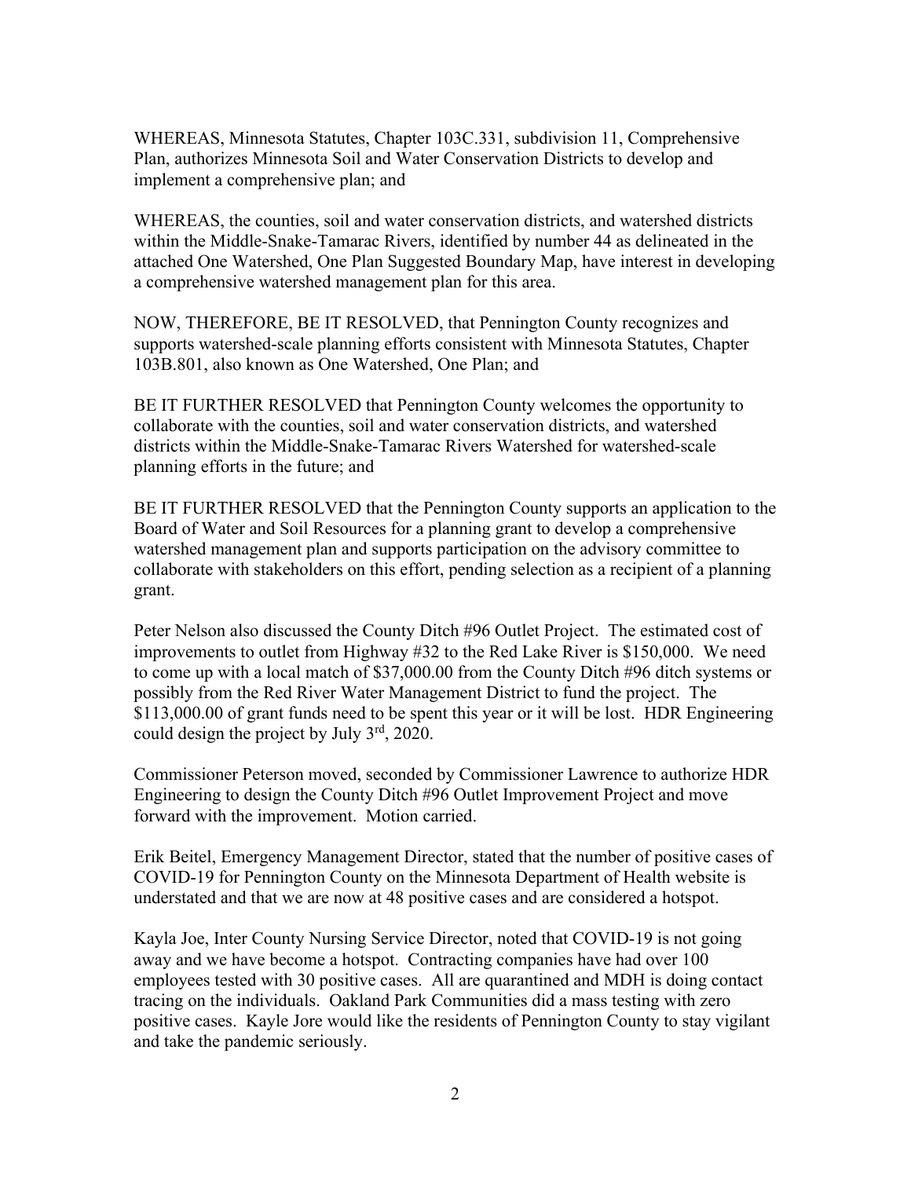WHEREAS, Minnesota Statutes, Chapter 103C.331, subdivision 11, Comprehensive Plan, authorizes Minnesota Soil and Water Conservation Districts to develop and implement a comprehensive plan; and

WHEREAS, the counties, soil and water conservation districts, and watershed districts within the Middle-Snake-Tamarac Rivers, identified by number 44 as delineated in the attached One Watershed, One Plan Suggested Boundary Map, have interest in developing a comprehensive watershed management plan for this area.

NOW, THEREFORE, BE IT RESOLVED, that Pennington County recognizes and supports watershed-scale planning efforts consistent with Minnesota Statutes, Chapter 103B.801, also known as One Watershed, One Plan; and

BE IT FURTHER RESOLVED that Pennington County welcomes the opportunity to collaborate with the counties, soil and water conservation districts, and watershed districts within the Middle-Snake-Tamarac Rivers Watershed for watershed-scale planning efforts in the future; and

BE IT FURTHER RESOLVED that the Pennington County supports an application to the Board of Water and Soil Resources for a planning grant to develop a comprehensive watershed management plan and supports participation on the advisory committee to collaborate with stakeholders on this effort, pending selection as a recipient of a planning grant.

Peter Nelson also discussed the County Ditch #96 Outlet Project. The estimated cost of improvements to outlet from Highway #32 to the Red Lake River is $150,000. We need to come up with a local match of $37,000.00 from the County Ditch #96 ditch systems or possibly from the Red River Water Management District to fund the project. The $113,000.00 of grant funds need to be spent this year or it will be lost. HDR Engineering could design the project by July 3rd, 2020.

Commissioner Peterson moved, seconded by Commissioner Lawrence to authorize HDR Engineering to design the County Ditch #96 Outlet Improvement Project and move forward with the improvement. Motion carried.

Erik Beitel, Emergency Management Director, stated that the number of positive cases of COVID-19 for Pennington County on the Minnesota Department of Health website is understated and that we are now at 48 positive cases and are considered a hotspot.

Kayla Joe, Inter County Nursing Service Director, noted that COVID-19 is not going away and we have become a hotspot. Contracting companies have had over 100 employees tested with 30 positive cases. All are quarantined and MDH is doing contact tracing on the individuals. Oakland Park Communities did a mass testing with zero positive cases. Kayle Jore would like the residents of Pennington County to stay vigilant and take the pandemic seriously.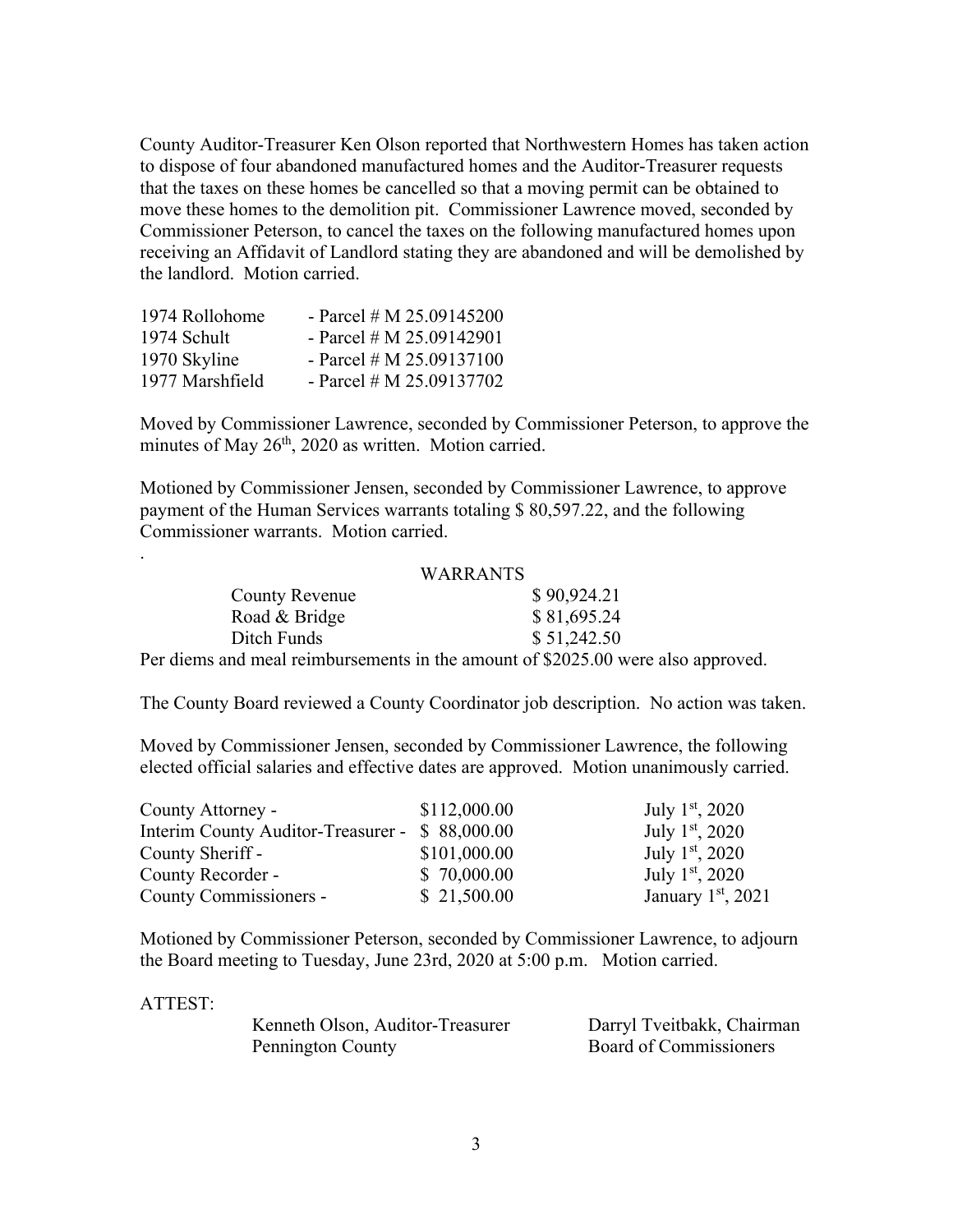County Auditor-Treasurer Ken Olson reported that Northwestern Homes has taken action to dispose of four abandoned manufactured homes and the Auditor-Treasurer requests that the taxes on these homes be cancelled so that a moving permit can be obtained to move these homes to the demolition pit. Commissioner Lawrence moved, seconded by Commissioner Peterson, to cancel the taxes on the following manufactured homes upon receiving an Affidavit of Landlord stating they are abandoned and will be demolished by the landlord. Motion carried.

| | |
|---|---|
| 1974 Rollohome | - Parcel # M 25.09145200 |
| 1974 Schult | - Parcel # M 25.09142901 |
| 1970 Skyline | - Parcel # M 25.09137100 |
| 1977 Marshfield | - Parcel # M 25.09137702 |

Moved by Commissioner Lawrence, seconded by Commissioner Peterson, to approve the minutes of May 26th, 2020 as written. Motion carried.

Motioned by Commissioner Jensen, seconded by Commissioner Lawrence, to approve payment of the Human Services warrants totaling $ 80,597.22, and the following Commissioner warrants. Motion carried.

.

WARRANTS

| | |
|---|---|
| County Revenue | $ 90,924.21 |
| Road & Bridge | $ 81,695.24 |
| Ditch Funds | $ 51,242.50 |

Per diems and meal reimbursements in the amount of $2025.00 were also approved.

The County Board reviewed a County Coordinator job description. No action was taken.

Moved by Commissioner Jensen, seconded by Commissioner Lawrence, the following elected official salaries and effective dates are approved. Motion unanimously carried.

| | | |
|---|---|---|
| County Attorney - | $112,000.00 | July 1st, 2020 |
| Interim County Auditor-Treasurer - | $ 88,000.00 | July 1st, 2020 |
| County Sheriff - | $101,000.00 | July 1st, 2020 |
| County Recorder - | $ 70,000.00 | July 1st, 2020 |
| County Commissioners - | $ 21,500.00 | January 1st, 2021 |

Motioned by Commissioner Peterson, seconded by Commissioner Lawrence, to adjourn the Board meeting to Tuesday, June 23rd, 2020 at 5:00 p.m. Motion carried.

ATTEST:

Kenneth Olson, Auditor-Treasurer
Pennington County

Darryl Tveitbakk, Chairman
Board of Commissioners